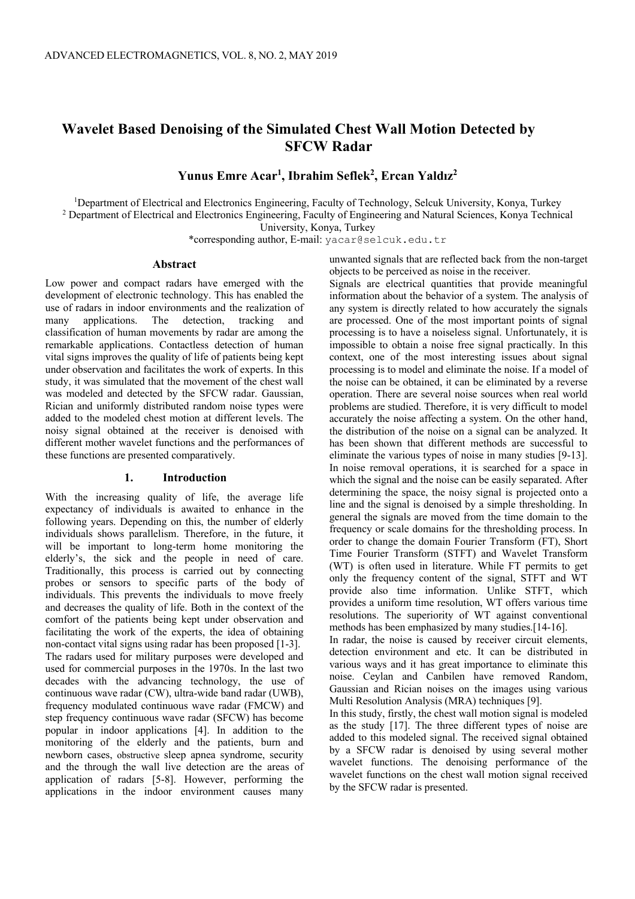# Wavelet Based Denoising of the Simulated Chest Wall Motion Detected by SFCW Radar

**Yunus Emre Acar[1], Ibrahim Seflek[2], Ercan Yaldız[2]**

[1]Department of Electrical and Electronics Engineering, Faculty of Technology, Selcuk University, Konya, Turkey
[2] Department of Electrical and Electronics Engineering, Faculty of Engineering and Natural Sciences, Konya Technical University, Konya, Turkey
*corresponding author, E-mail: yacar@selcuk.edu.tr

## Abstract

Low power and compact radars have emerged with the development of electronic technology. This has enabled the use of radars in indoor environments and the realization of many applications. The detection, tracking and classification of human movements by radar are among the remarkable applications. Contactless detection of human vital signs improves the quality of life of patients being kept under observation and facilitates the work of experts. In this study, it was simulated that the movement of the chest wall was modeled and detected by the SFCW radar. Gaussian, Rician and uniformly distributed random noise types were added to the modeled chest motion at different levels. The noisy signal obtained at the receiver is denoised with different mother wavelet functions and the performances of these functions are presented comparatively.

## 1. Introduction

With the increasing quality of life, the average life expectancy of individuals is awaited to enhance in the following years. Depending on this, the number of elderly individuals shows parallelism. Therefore, in the future, it will be important to long-term home monitoring the elderly's, the sick and the people in need of care. Traditionally, this process is carried out by connecting probes or sensors to specific parts of the body of individuals. This prevents the individuals to move freely and decreases the quality of life. Both in the context of the comfort of the patients being kept under observation and facilitating the work of the experts, the idea of obtaining non-contact vital signs using radar has been proposed [1-3].

The radars used for military purposes were developed and used for commercial purposes in the 1970s. In the last two decades with the advancing technology, the use of continuous wave radar (CW), ultra-wide band radar (UWB), frequency modulated continuous wave radar (FMCW) and step frequency continuous wave radar (SFCW) has become popular in indoor applications [4]. In addition to the monitoring of the elderly and the patients, burn and newborn cases, obstructive sleep apnea syndrome, security and the through the wall live detection are the areas of application of radars [5-8]. However, performing the applications in the indoor environment causes many unwanted signals that are reflected back from the non-target objects to be perceived as noise in the receiver.

Signals are electrical quantities that provide meaningful information about the behavior of a system. The analysis of any system is directly related to how accurately the signals are processed. One of the most important points of signal processing is to have a noiseless signal. Unfortunately, it is impossible to obtain a noise free signal practically. In this context, one of the most interesting issues about signal processing is to model and eliminate the noise. If a model of the noise can be obtained, it can be eliminated by a reverse operation. There are several noise sources when real world problems are studied. Therefore, it is very difficult to model accurately the noise affecting a system. On the other hand, the distribution of the noise on a signal can be analyzed. It has been shown that different methods are successful to eliminate the various types of noise in many studies [9-13].

In noise removal operations, it is searched for a space in which the signal and the noise can be easily separated. After determining the space, the noisy signal is projected onto a line and the signal is denoised by a simple thresholding. In general the signals are moved from the time domain to the frequency or scale domains for the thresholding process. In order to change the domain Fourier Transform (FT), Short Time Fourier Transform (STFT) and Wavelet Transform (WT) is often used in literature. While FT permits to get only the frequency content of the signal, STFT and WT provide also time information. Unlike STFT, which provides a uniform time resolution, WT offers various time resolutions. The superiority of WT against conventional methods has been emphasized by many studies.[14-16].

In radar, the noise is caused by receiver circuit elements, detection environment and etc. It can be distributed in various ways and it has great importance to eliminate this noise. Ceylan and Canbilen have removed Random, Gaussian and Rician noises on the images using various Multi Resolution Analysis (MRA) techniques [9].

In this study, firstly, the chest wall motion signal is modeled as the study [17]. The three different types of noise are added to this modeled signal. The received signal obtained by a SFCW radar is denoised by using several mother wavelet functions. The denoising performance of the wavelet functions on the chest wall motion signal received by the SFCW radar is presented.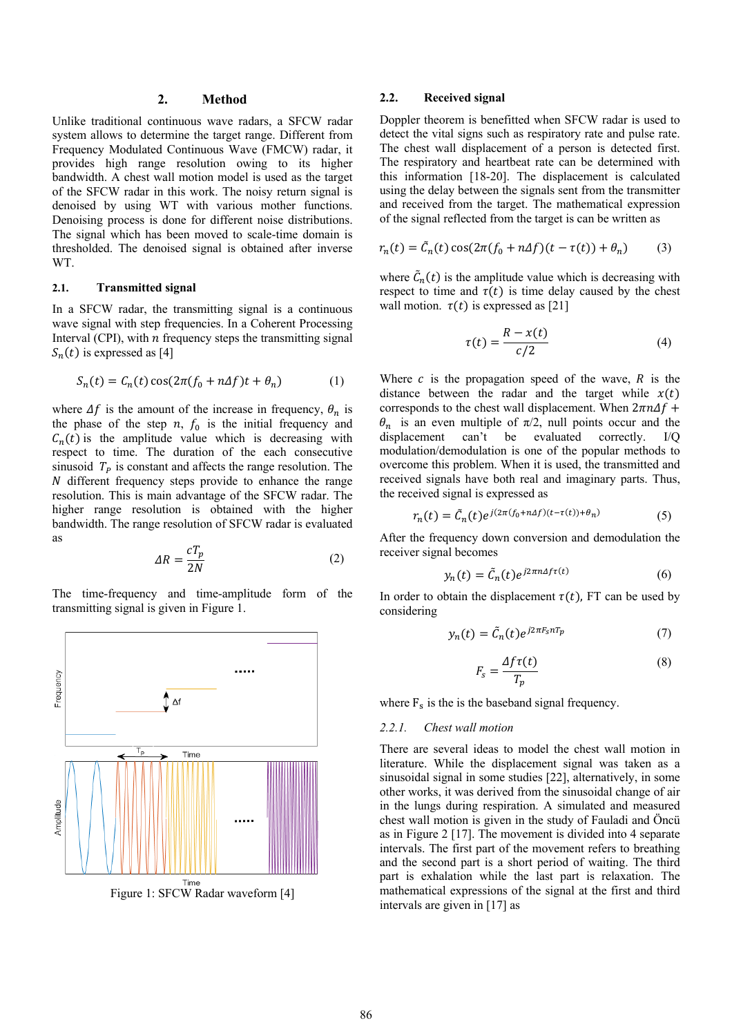## 2. Method

Unlike traditional continuous wave radars, a SFCW radar system allows to determine the target range. Different from Frequency Modulated Continuous Wave (FMCW) radar, it provides high range resolution owing to its higher bandwidth. A chest wall motion model is used as the target of the SFCW radar in this work. The noisy return signal is denoised by using WT with various mother functions. Denoising process is done for different noise distributions. The signal which has been moved to scale-time domain is thresholded. The denoised signal is obtained after inverse WT.

### 2.1. Transmitted signal

In a SFCW radar, the transmitting signal is a continuous wave signal with step frequencies. In a Coherent Processing Interval (CPI), with $n$ frequency steps the transmitting signal $S_n(t)$ is expressed as [4]

$$S_n(t) = C_n(t)\cos(2\pi(f_0 + n\Delta f)t + \theta_n) \tag{1}$$

where $\Delta f$ is the amount of the increase in frequency, $\theta_n$ is the phase of the step $n$, $f_0$ is the initial frequency and $C_n(t)$ is the amplitude value which is decreasing with respect to time. The duration of the each consecutive sinusoid $T_P$ is constant and affects the range resolution. The $N$ different frequency steps provide to enhance the range resolution. This is main advantage of the SFCW radar. The higher range resolution is obtained with the higher bandwidth. The range resolution of SFCW radar is evaluated as

$$\Delta R = \frac{cT_p}{2N} \tag{2}$$

The time-frequency and time-amplitude form of the transmitting signal is given in Figure 1.

Figure 1: SFCW Radar waveform [4]

### 2.2. Received signal

Doppler theorem is benefitted when SFCW radar is used to detect the vital signs such as respiratory rate and pulse rate. The chest wall displacement of a person is detected first. The respiratory and heartbeat rate can be determined with this information [18-20]. The displacement is calculated using the delay between the signals sent from the transmitter and received from the target. The mathematical expression of the signal reflected from the target is can be written as

$$r_n(t) = \tilde{C}_n(t)\cos(2\pi(f_0 + n\Delta f)(t - \tau(t)) + \theta_n) \tag{3}$$

where $\tilde{C}_n(t)$ is the amplitude value which is decreasing with respect to time and $\tau(t)$ is time delay caused by the chest wall motion. $\tau(t)$ is expressed as [21]

$$\tau(t) = \frac{R - x(t)}{c/2} \tag{4}$$

Where $c$ is the propagation speed of the wave, $R$ is the distance between the radar and the target while $x(t)$ corresponds to the chest wall displacement. When $2\pi n\Delta f + \theta_n$ is an even multiple of $\pi/2$, null points occur and the displacement can't be evaluated correctly. I/Q modulation/demodulation is one of the popular methods to overcome this problem. When it is used, the transmitted and received signals have both real and imaginary parts. Thus, the received signal is expressed as

$$r_n(t) = \tilde{C}_n(t)e^{j(2\pi(f_0 + n\Delta f)(t - \tau(t)) + \theta_n)} \tag{5}$$

After the frequency down conversion and demodulation the receiver signal becomes

$$y_n(t) = \tilde{C}_n(t)e^{j2\pi n\Delta f\tau(t)} \tag{6}$$

In order to obtain the displacement $\tau(t)$, FT can be used by considering

$$y_n(t) = \tilde{C}_n(t)e^{j2\pi F_s nT_p} \tag{7}$$

$$F_s = \frac{\Delta f\tau(t)}{T_p} \tag{8}$$

where $F_s$ is the is the baseband signal frequency.

#### 2.2.1. *Chest wall motion*

There are several ideas to model the chest wall motion in literature. While the displacement signal was taken as a sinusoidal signal in some studies [22], alternatively, in some other works, it was derived from the sinusoidal change of air in the lungs during respiration. A simulated and measured chest wall motion is given in the study of Fauladi and Öncü as in Figure 2 [17]. The movement is divided into 4 separate intervals. The first part of the movement refers to breathing and the second part is a short period of waiting. The third part is exhalation while the last part is relaxation. The mathematical expressions of the signal at the first and third intervals are given in [17] as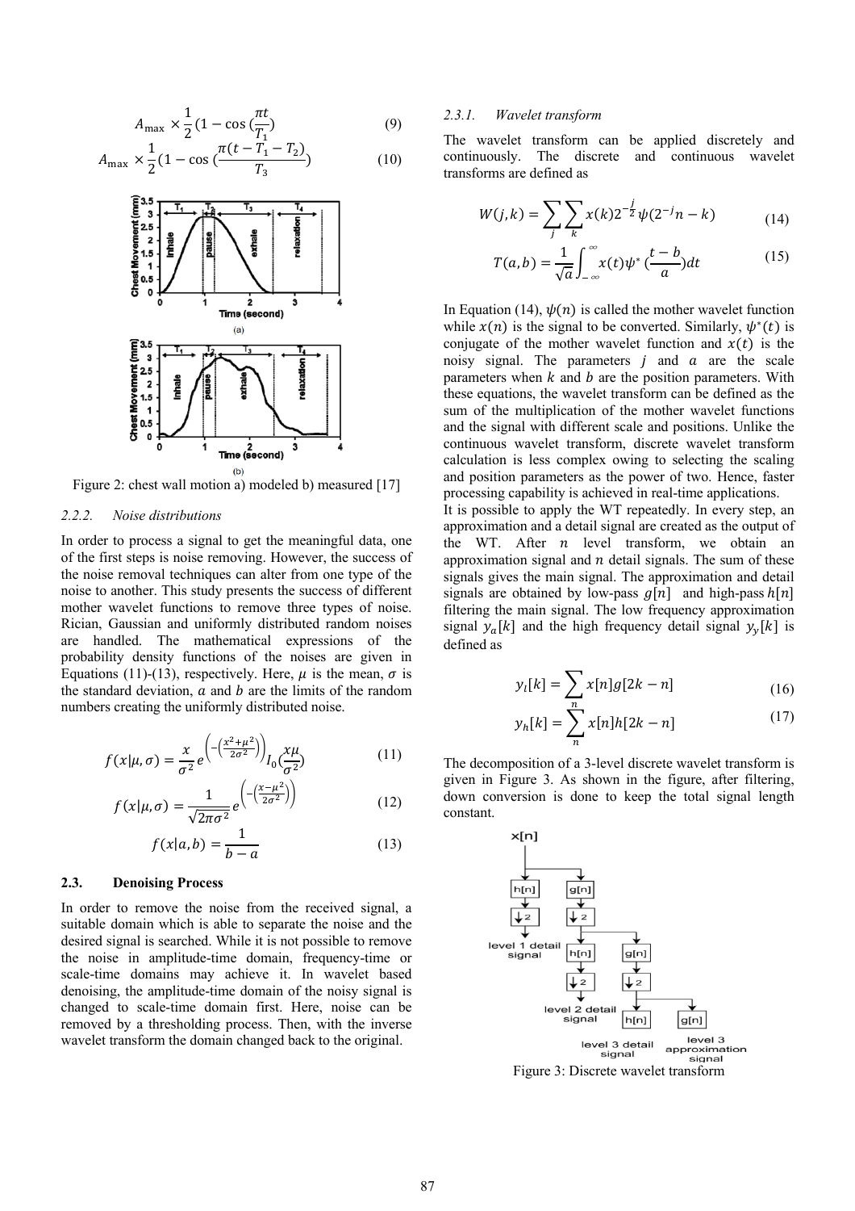$$A_{\max} \times \frac{1}{2}(1 - \cos(\frac{\pi t}{T_1})) \tag{9}$$

$$A_{\max} \times \frac{1}{2}(1 - \cos(\frac{\pi(t - T_1 - T_2)}{T_3})) \tag{10}$$

Figure 2: chest wall motion a) modeled b) measured [17]

#### 2.2.2. Noise distributions

In order to process a signal to get the meaningful data, one of the first steps is noise removing. However, the success of the noise removal techniques can alter from one type of the noise to another. This study presents the success of different mother wavelet functions to remove three types of noise. Rician, Gaussian and uniformly distributed random noises are handled. The mathematical expressions of the probability density functions of the noises are given in Equations (11)-(13), respectively. Here, $\mu$ is the mean, $\sigma$ is the standard deviation, $a$ and $b$ are the limits of the random numbers creating the uniformly distributed noise.

$$f(x|\mu,\sigma) = \frac{x}{\sigma^2} e^{\left(-\left(\frac{x^2+\mu^2}{2\sigma^2}\right)\right)} I_0(\frac{x\mu}{\sigma^2}) \tag{11}$$

$$f(x|\mu,\sigma) = \frac{1}{\sqrt{2\pi\sigma^2}} e^{\left(-\left(\frac{x-\mu^2}{2\sigma^2}\right)\right)} \tag{12}$$

$$f(x|a,b) = \frac{1}{b-a} \tag{13}$$

### 2.3. Denoising Process

In order to remove the noise from the received signal, a suitable domain which is able to separate the noise and the desired signal is searched. While it is not possible to remove the noise in amplitude-time domain, frequency-time or scale-time domains may achieve it. In wavelet based denoising, the amplitude-time domain of the noisy signal is changed to scale-time domain first. Here, noise can be removed by a thresholding process. Then, with the inverse wavelet transform the domain changed back to the original.

#### 2.3.1. Wavelet transform

The wavelet transform can be applied discretely and continuously. The discrete and continuous wavelet transforms are defined as

$$W(j,k) = \sum_j \sum_k x(k) 2^{-\frac{j}{2}} \psi(2^{-j}n - k) \tag{14}$$

$$T(a,b) = \frac{1}{\sqrt{a}} \int_{-\infty}^{\infty} x(t) \psi^*(\frac{t-b}{a}) dt \tag{15}$$

In Equation (14), $\psi(n)$ is called the mother wavelet function while $x(n)$ is the signal to be converted. Similarly, $\psi^*(t)$ is conjugate of the mother wavelet function and $x(t)$ is the noisy signal. The parameters $j$ and $a$ are the scale parameters when $k$ and $b$ are the position parameters. With these equations, the wavelet transform can be defined as the sum of the multiplication of the mother wavelet functions and the signal with different scale and positions. Unlike the continuous wavelet transform, discrete wavelet transform calculation is less complex owing to selecting the scaling and position parameters as the power of two. Hence, faster processing capability is achieved in real-time applications.

It is possible to apply the WT repeatedly. In every step, an approximation and a detail signal are created as the output of the WT. After $n$ level transform, we obtain an approximation signal and $n$ detail signals. The sum of these signals gives the main signal. The approximation and detail signals are obtained by low-pass $g[n]$ and high-pass $h[n]$ filtering the main signal. The low frequency approximation signal $y_a[k]$ and the high frequency detail signal $y_y[k]$ is defined as

$$y_l[k] = \sum_n x[n] g[2k - n] \tag{16}$$

$$y_h[k] = \sum_n x[n] h[2k - n] \tag{17}$$

The decomposition of a 3-level discrete wavelet transform is given in Figure 3. As shown in the figure, after filtering, down conversion is done to keep the total signal length constant.

Figure 3: Discrete wavelet transform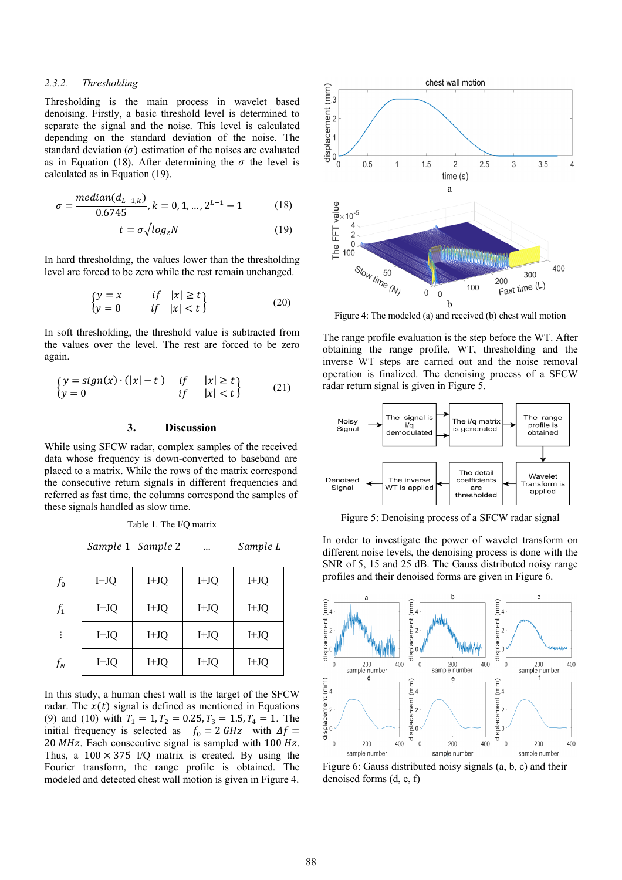### 2.3.2. *Thresholding*

Thresholding is the main process in wavelet based denoising. Firstly, a basic threshold level is determined to separate the signal and the noise. This level is calculated depending on the standard deviation of the noise. The standard deviation ($\sigma$) estimation of the noises are evaluated as in Equation (18). After determining the $\sigma$ the level is calculated as in Equation (19).

$$\sigma = \frac{median(d_{L-1,k})}{0.6745}, k = 0, 1, \ldots, 2^{L-1} - 1 \quad (18)$$

$$t = \sigma\sqrt{log_2 N} \quad (19)$$

In hard thresholding, the values lower than the thresholding level are forced to be zero while the rest remain unchanged.

$$\begin{Bmatrix} y = x & if \quad |x| \geq t \\ y = 0 & if \quad |x| < t \end{Bmatrix} \quad (20)$$

In soft thresholding, the threshold value is subtracted from the values over the level. The rest are forced to be zero again.

$$\begin{Bmatrix} y = sign(x) \cdot (|x| - t) & if \quad |x| \geq t \\ y = 0 & if \quad |x| < t \end{Bmatrix} \quad (21)$$

## 3. Discussion

While using SFCW radar, complex samples of the received data whose frequency is down-converted to baseband are placed to a matrix. While the rows of the matrix correspond the consecutive return signals in different frequencies and referred as fast time, the columns correspond the samples of these signals handled as slow time.

Table 1. The I/Q matrix

| | *Sample* 1 | *Sample* 2 | ... | *Sample L* |
|---|---|---|---|---|
| $f_0$ | I+JQ | I+JQ | I+JQ | I+JQ |
| $f_1$ | I+JQ | I+JQ | I+JQ | I+JQ |
| $\vdots$ | I+JQ | I+JQ | I+JQ | I+JQ |
| $f_N$ | I+JQ | I+JQ | I+JQ | I+JQ |

In this study, a human chest wall is the target of the SFCW radar. The $x(t)$ signal is defined as mentioned in Equations (9) and (10) with $T_1 = 1, T_2 = 0.25, T_3 = 1.5, T_4 = 1$. The initial frequency is selected as $f_0 = 2\,GHz$ with $\Delta f = 20\,MHz$. Each consecutive signal is sampled with $100\,Hz$. Thus, a $100 \times 375$ I/Q matrix is created. By using the Fourier transform, the range profile is obtained. The modeled and detected chest wall motion is given in Figure 4.

Figure 4: The modeled (a) and received (b) chest wall motion

The range profile evaluation is the step before the WT. After obtaining the range profile, WT, thresholding and the inverse WT steps are carried out and the noise removal operation is finalized. The denoising process of a SFCW radar return signal is given in Figure 5.

Figure 5: Denoising process of a SFCW radar signal

In order to investigate the power of wavelet transform on different noise levels, the denoising process is done with the SNR of 5, 15 and 25 dB. The Gauss distributed noisy range profiles and their denoised forms are given in Figure 6.

Figure 6: Gauss distributed noisy signals (a, b, c) and their denoised forms (d, e, f)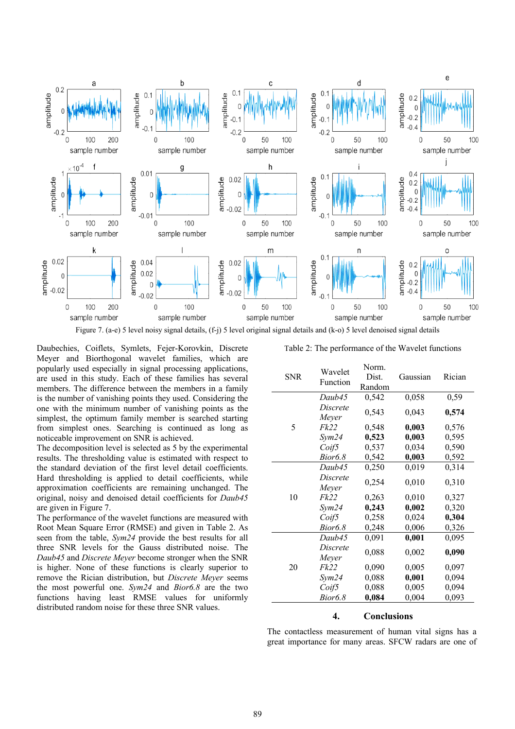Figure 7. (a-e) 5 level noisy signal details, (f-j) 5 level original signal details and (k-o) 5 level denoised signal details

Daubechies, Coiflets, Symlets, Fejer-Korovkin, Discrete Meyer and Biorthogonal wavelet families, which are popularly used especially in signal processing applications, are used in this study. Each of these families has several members. The difference between the members in a family is the number of vanishing points they used. Considering the one with the minimum number of vanishing points as the simplest, the optimum family member is searched starting from simplest ones. Searching is continued as long as noticeable improvement on SNR is achieved.

The decomposition level is selected as 5 by the experimental results. The thresholding value is estimated with respect to the standard deviation of the first level detail coefficients. Hard thresholding is applied to detail coefficients, while approximation coefficients are remaining unchanged. The original, noisy and denoised detail coefficients for *Daub45* are given in Figure 7.

The performance of the wavelet functions are measured with Root Mean Square Error (RMSE) and given in Table 2. As seen from the table, *Sym24* provide the best results for all three SNR levels for the Gauss distributed noise. The *Daub45* and *Discrete Meyer* become stronger when the SNR is higher. None of these functions is clearly superior to remove the Rician distribution, but *Discrete Meyer* seems the most powerful one. *Sym24* and *Bior6.8* are the two functions having least RMSE values for uniformly distributed random noise for these three SNR values.

Table 2: The performance of the Wavelet functions

| SNR | Wavelet Function | Norm. Dist. Random | Gaussian | Rician |
|---|---|---|---|---|
| 5 | *Daub45* | 0,542 | 0,058 | 0,59 |
| | *Discrete Meyer* | 0,543 | 0,043 | **0,574** |
| | *Fk22* | 0,548 | **0,003** | 0,576 |
| | *Sym24* | **0,523** | **0,003** | 0,595 |
| | *Coif5* | 0,537 | 0,034 | 0,590 |
| | *Bior6.8* | 0,542 | **0,003** | 0,592 |
| 10 | *Daub45* | 0,250 | 0,019 | 0,314 |
| | *Discrete Meyer* | 0,254 | 0,010 | 0,310 |
| | *Fk22* | 0,263 | 0,010 | 0,327 |
| | *Sym24* | **0,243** | **0,002** | 0,320 |
| | *Coif5* | 0,258 | 0,024 | **0,304** |
| | *Bior6.8* | 0,248 | 0,006 | 0,326 |
| 20 | *Daub45* | 0,091 | **0,001** | 0,095 |
| | *Discrete Meyer* | 0,088 | 0,002 | **0,090** |
| | *Fk22* | 0,090 | 0,005 | 0,097 |
| | *Sym24* | 0,088 | **0,001** | 0,094 |
| | *Coif5* | 0,088 | 0,005 | 0,094 |
| | *Bior6.8* | **0,084** | 0,004 | 0,093 |

## 4. Conclusions

The contactless measurement of human vital signs has a great importance for many areas. SFCW radars are one of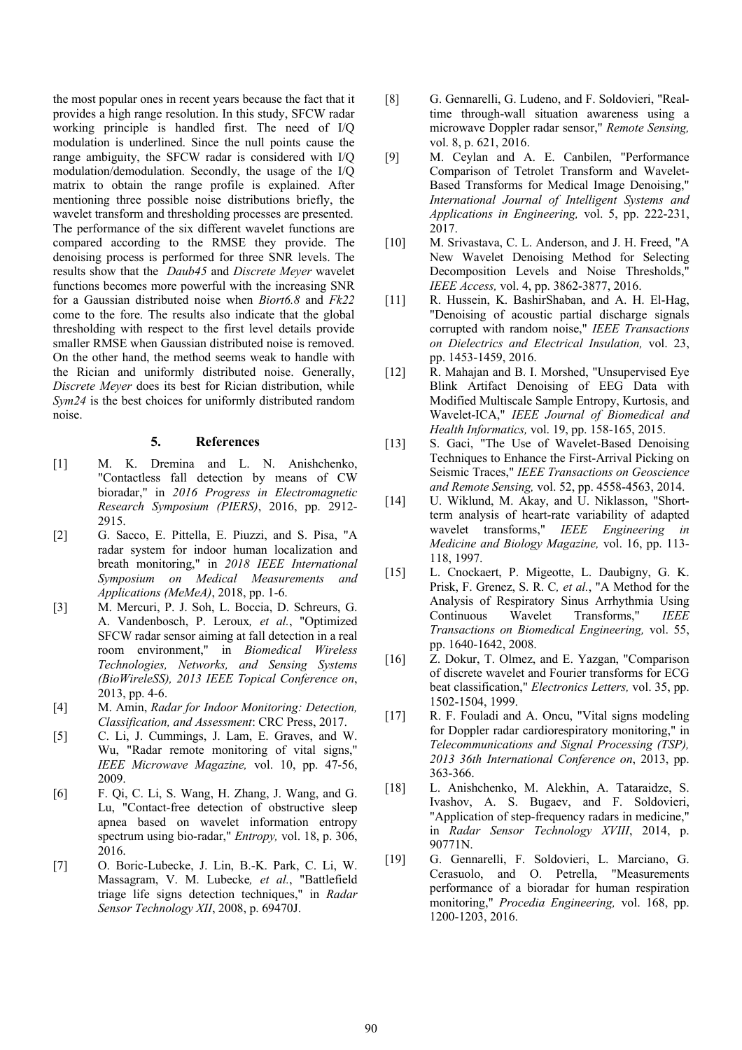the most popular ones in recent years because the fact that it provides a high range resolution. In this study, SFCW radar working principle is handled first. The need of I/Q modulation is underlined. Since the null points cause the range ambiguity, the SFCW radar is considered with I/Q modulation/demodulation. Secondly, the usage of the I/Q matrix to obtain the range profile is explained. After mentioning three possible noise distributions briefly, the wavelet transform and thresholding processes are presented. The performance of the six different wavelet functions are compared according to the RMSE they provide. The denoising process is performed for three SNR levels. The results show that the *Daub45* and *Discrete Meyer* wavelet functions becomes more powerful with the increasing SNR for a Gaussian distributed noise when *Biort6.8* and *Fk22* come to the fore. The results also indicate that the global thresholding with respect to the first level details provide smaller RMSE when Gaussian distributed noise is removed. On the other hand, the method seems weak to handle with the Rician and uniformly distributed noise. Generally, *Discrete Meyer* does its best for Rician distribution, while *Sym24* is the best choices for uniformly distributed random noise.

## 5. References

[1] M. K. Dremina and L. N. Anishchenko, "Contactless fall detection by means of CW bioradar," in *2016 Progress in Electromagnetic Research Symposium (PIERS)*, 2016, pp. 2912-2915.

[2] G. Sacco, E. Pittella, E. Piuzzi, and S. Pisa, "A radar system for indoor human localization and breath monitoring," in *2018 IEEE International Symposium on Medical Measurements and Applications (MeMeA)*, 2018, pp. 1-6.

[3] M. Mercuri, P. J. Soh, L. Boccia, D. Schreurs, G. A. Vandenbosch, P. Leroux*, et al.*, "Optimized SFCW radar sensor aiming at fall detection in a real room environment," in *Biomedical Wireless Technologies, Networks, and Sensing Systems (BioWireleSS), 2013 IEEE Topical Conference on*, 2013, pp. 4-6.

[4] M. Amin, *Radar for Indoor Monitoring: Detection, Classification, and Assessment*: CRC Press, 2017.

[5] C. Li, J. Cummings, J. Lam, E. Graves, and W. Wu, "Radar remote monitoring of vital signs," *IEEE Microwave Magazine,* vol. 10, pp. 47-56, 2009.

[6] F. Qi, C. Li, S. Wang, H. Zhang, J. Wang, and G. Lu, "Contact-free detection of obstructive sleep apnea based on wavelet information entropy spectrum using bio-radar," *Entropy,* vol. 18, p. 306, 2016.

[7] O. Boric-Lubecke, J. Lin, B.-K. Park, C. Li, W. Massagram, V. M. Lubecke*, et al.*, "Battlefield triage life signs detection techniques," in *Radar Sensor Technology XII*, 2008, p. 69470J.

[8] G. Gennarelli, G. Ludeno, and F. Soldovieri, "Real-time through-wall situation awareness using a microwave Doppler radar sensor," *Remote Sensing,* vol. 8, p. 621, 2016.

[9] M. Ceylan and A. E. Canbilen, "Performance Comparison of Tetrolet Transform and Wavelet-Based Transforms for Medical Image Denoising," *International Journal of Intelligent Systems and Applications in Engineering,* vol. 5, pp. 222-231, 2017.

[10] M. Srivastava, C. L. Anderson, and J. H. Freed, "A New Wavelet Denoising Method for Selecting Decomposition Levels and Noise Thresholds," *IEEE Access,* vol. 4, pp. 3862-3877, 2016.

[11] R. Hussein, K. BashirShaban, and A. H. El-Hag, "Denoising of acoustic partial discharge signals corrupted with random noise," *IEEE Transactions on Dielectrics and Electrical Insulation,* vol. 23, pp. 1453-1459, 2016.

[12] R. Mahajan and B. I. Morshed, "Unsupervised Eye Blink Artifact Denoising of EEG Data with Modified Multiscale Sample Entropy, Kurtosis, and Wavelet-ICA," *IEEE Journal of Biomedical and Health Informatics,* vol. 19, pp. 158-165, 2015.

[13] S. Gaci, "The Use of Wavelet-Based Denoising Techniques to Enhance the First-Arrival Picking on Seismic Traces," *IEEE Transactions on Geoscience and Remote Sensing,* vol. 52, pp. 4558-4563, 2014.

[14] U. Wiklund, M. Akay, and U. Niklasson, "Short-term analysis of heart-rate variability of adapted wavelet transforms," *IEEE Engineering in Medicine and Biology Magazine,* vol. 16, pp. 113-118, 1997.

[15] L. Cnockaert, P. Migeotte, L. Daubigny, G. K. Prisk, F. Grenez, S. R. C*, et al.*, "A Method for the Analysis of Respiratory Sinus Arrhythmia Using Continuous Wavelet Transforms," *IEEE Transactions on Biomedical Engineering,* vol. 55, pp. 1640-1642, 2008.

[16] Z. Dokur, T. Olmez, and E. Yazgan, "Comparison of discrete wavelet and Fourier transforms for ECG beat classification," *Electronics Letters,* vol. 35, pp. 1502-1504, 1999.

[17] R. F. Fouladi and A. Oncu, "Vital signs modeling for Doppler radar cardiorespiratory monitoring," in *Telecommunications and Signal Processing (TSP), 2013 36th International Conference on*, 2013, pp. 363-366.

[18] L. Anishchenko, M. Alekhin, A. Tataraidze, S. Ivashov, A. S. Bugaev, and F. Soldovieri, "Application of step-frequency radars in medicine," in *Radar Sensor Technology XVIII*, 2014, p. 90771N.

[19] G. Gennarelli, F. Soldovieri, L. Marciano, G. Cerasuolo, and O. Petrella, "Measurements performance of a bioradar for human respiration monitoring," *Procedia Engineering,* vol. 168, pp. 1200-1203, 2016.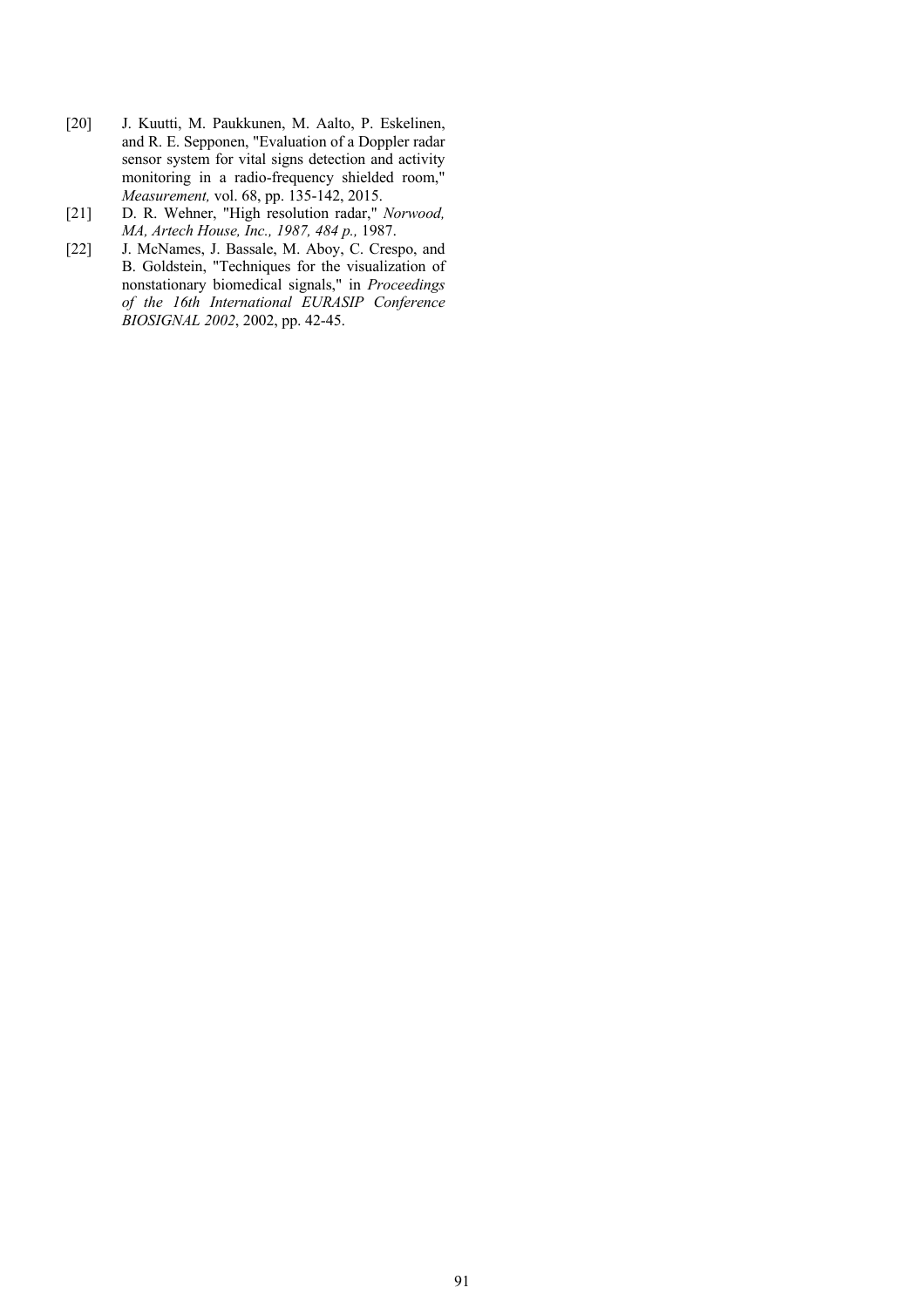[20] J. Kuutti, M. Paukkunen, M. Aalto, P. Eskelinen, and R. E. Sepponen, "Evaluation of a Doppler radar sensor system for vital signs detection and activity monitoring in a radio-frequency shielded room," *Measurement,* vol. 68, pp. 135-142, 2015.

[21] D. R. Wehner, "High resolution radar," *Norwood, MA, Artech House, Inc., 1987, 484 p.,* 1987.

[22] J. McNames, J. Bassale, M. Aboy, C. Crespo, and B. Goldstein, "Techniques for the visualization of nonstationary biomedical signals," in *Proceedings of the 16th International EURASIP Conference BIOSIGNAL 2002*, 2002, pp. 42-45.